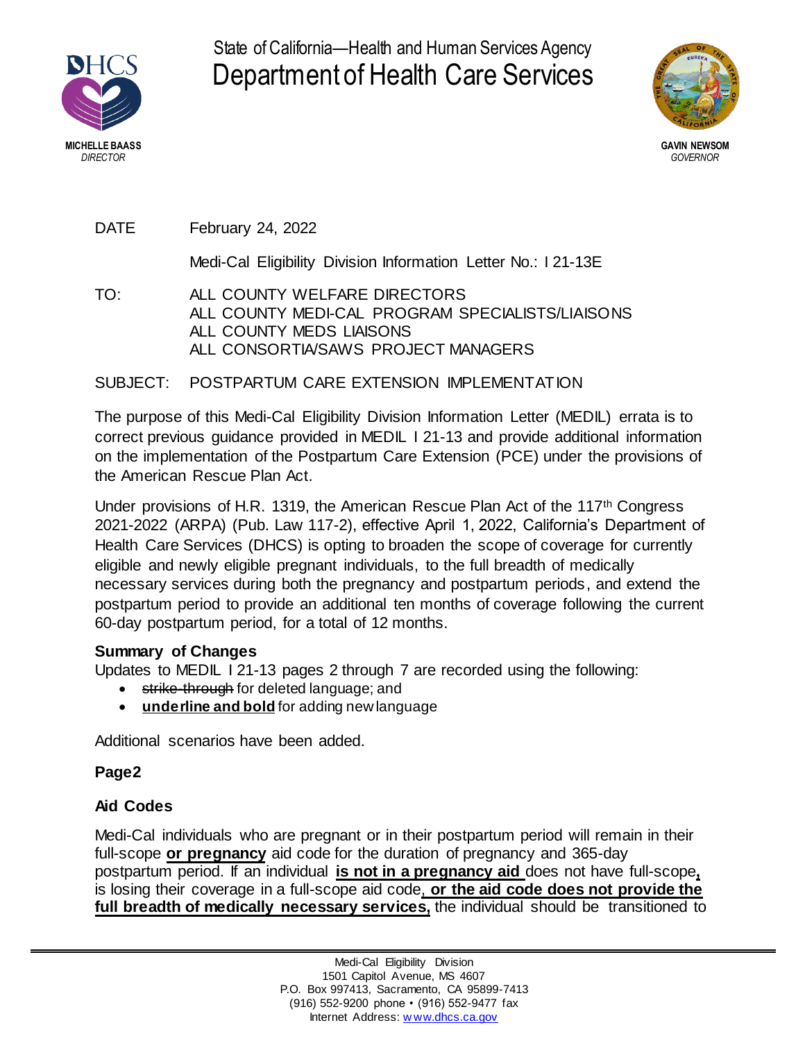State of California—Health and Human Services Agency
# Department of Health Care Services

MICHELLE BAASS
*DIRECTOR*

GAVIN NEWSOM
*GOVERNOR*

DATE February 24, 2022

Medi-Cal Eligibility Division Information Letter No.: I 21-13E

TO: ALL COUNTY WELFARE DIRECTORS
ALL COUNTY MEDI-CAL PROGRAM SPECIALISTS/LIAISONS
ALL COUNTY MEDS LIAISONS
ALL CONSORTIA/SAWS PROJECT MANAGERS

SUBJECT: POSTPARTUM CARE EXTENSION IMPLEMENTATION

The purpose of this Medi-Cal Eligibility Division Information Letter (MEDIL) errata is to correct previous guidance provided in MEDIL I 21-13 and provide additional information on the implementation of the Postpartum Care Extension (PCE) under the provisions of the American Rescue Plan Act.

Under provisions of H.R. 1319, the American Rescue Plan Act of the 117th Congress 2021-2022 (ARPA) (Pub. Law 117-2), effective April 1, 2022, California's Department of Health Care Services (DHCS) is opting to broaden the scope of coverage for currently eligible and newly eligible pregnant individuals, to the full breadth of medically necessary services during both the pregnancy and postpartum periods, and extend the postpartum period to provide an additional ten months of coverage following the current 60-day postpartum period, for a total of 12 months.

**Summary of Changes**

Updates to MEDIL I 21-13 pages 2 through 7 are recorded using the following:

- ~~strike-through~~ for deleted language; and
- **underline and bold** for adding new language

Additional scenarios have been added.

**Page 2**

**Aid Codes**

Medi-Cal individuals who are pregnant or in their postpartum period will remain in their full-scope **or pregnancy** aid code for the duration of pregnancy and 365-day postpartum period. If an individual **is not in a pregnancy aid** ~~does not have full-scope~~**,** is losing their coverage in a full-scope aid code**, or the aid code does not provide the full breadth of medically necessary services,** the individual should be transitioned to

Medi-Cal Eligibility Division
1501 Capitol Avenue, MS 4607
P.O. Box 997413, Sacramento, CA 95899-7413
(916) 552-9200 phone • (916) 552-9477 fax
Internet Address: www.dhcs.ca.gov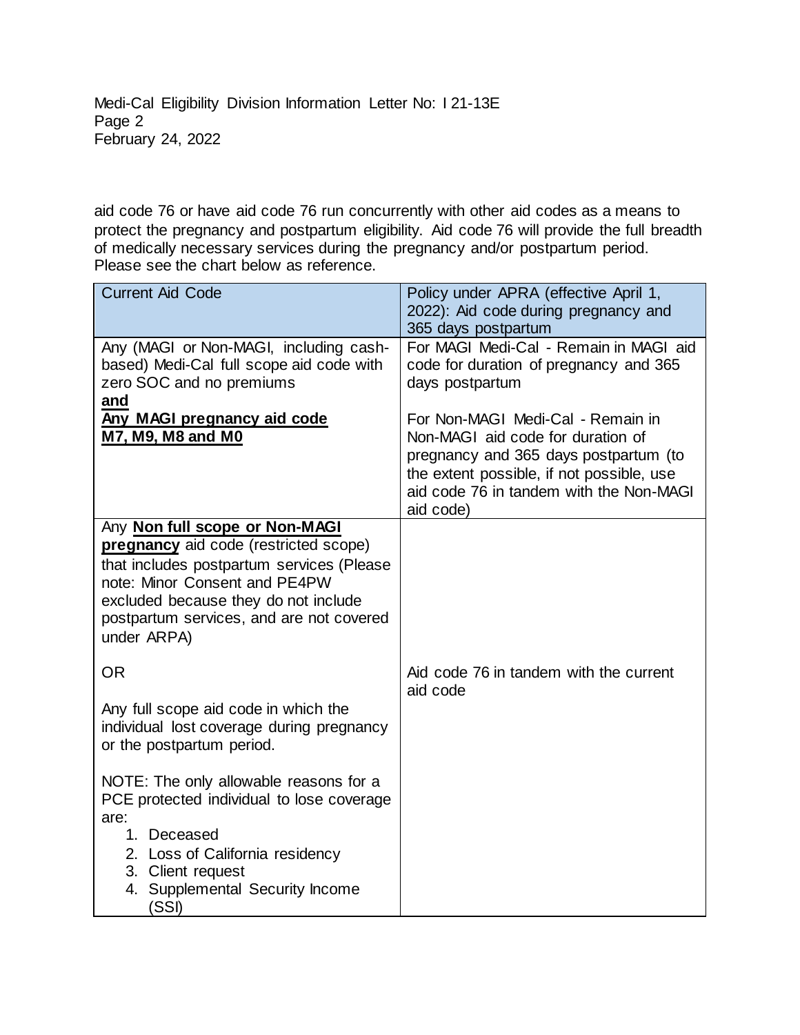aid code 76 or have aid code 76 run concurrently with other aid codes as a means to protect the pregnancy and postpartum eligibility. Aid code 76 will provide the full breadth of medically necessary services during the pregnancy and/or postpartum period. Please see the chart below as reference.

| Current Aid Code | Policy under APRA (effective April 1, 2022): Aid code during pregnancy and 365 days postpartum |
|---|---|
| Any (MAGI or Non-MAGI, including cash-based) Medi-Cal full scope aid code with zero SOC and no premiums<br>**and**<br>**Any MAGI pregnancy aid code M7, M9, M8 and M0** | For MAGI Medi-Cal - Remain in MAGI aid code for duration of pregnancy and 365 days postpartum<br><br>For Non-MAGI Medi-Cal - Remain in Non-MAGI aid code for duration of pregnancy and 365 days postpartum (to the extent possible, if not possible, use aid code 76 in tandem with the Non-MAGI aid code) |
| Any **Non full scope or Non-MAGI pregnancy** aid code (restricted scope) that includes postpartum services (Please note: Minor Consent and PE4PW excluded because they do not include postpartum services, and are not covered under ARPA)<br><br>OR<br><br>Any full scope aid code in which the individual lost coverage during pregnancy or the postpartum period.<br><br>NOTE: The only allowable reasons for a PCE protected individual to lose coverage are:<br>1. Deceased<br>2. Loss of California residency<br>3. Client request<br>4. Supplemental Security Income (SSI) | Aid code 76 in tandem with the current aid code |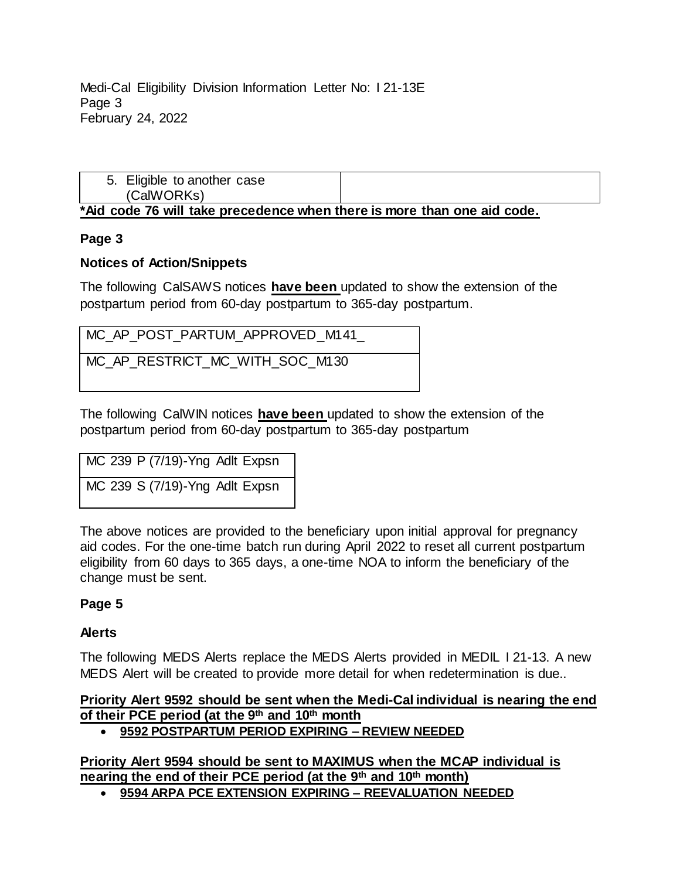| 5. Eligible to another case (CalWORKs) | |
|---|---|

**\*Aid code 76 will take precedence when there is more than one aid code.**

**Page 3**

**Notices of Action/Snippets**

The following CalSAWS notices **have been** updated to show the extension of the postpartum period from 60-day postpartum to 365-day postpartum.

| MC_AP_POST_PARTUM_APPROVED_M141_ |
|---|
| MC_AP_RESTRICT_MC_WITH_SOC_M130 |

The following CalWIN notices **have been** updated to show the extension of the postpartum period from 60-day postpartum to 365-day postpartum

| MC 239 P (7/19)-Yng Adlt Expsn |
|---|
| MC 239 S (7/19)-Yng Adlt Expsn |

The above notices are provided to the beneficiary upon initial approval for pregnancy aid codes. For the one-time batch run during April 2022 to reset all current postpartum eligibility from 60 days to 365 days, a one-time NOA to inform the beneficiary of the change must be sent.

**Page 5**

**Alerts**

The following MEDS Alerts replace the MEDS Alerts provided in MEDIL I 21-13. A new MEDS Alert will be created to provide more detail for when redetermination is due..

**Priority Alert 9592 should be sent when the Medi-Cal individual is nearing the end of their PCE period (at the 9th and 10th month**

- **9592 POSTPARTUM PERIOD EXPIRING – REVIEW NEEDED**

**Priority Alert 9594 should be sent to MAXIMUS when the MCAP individual is nearing the end of their PCE period (at the 9th and 10th month)**

- **9594 ARPA PCE EXTENSION EXPIRING – REEVALUATION NEEDED**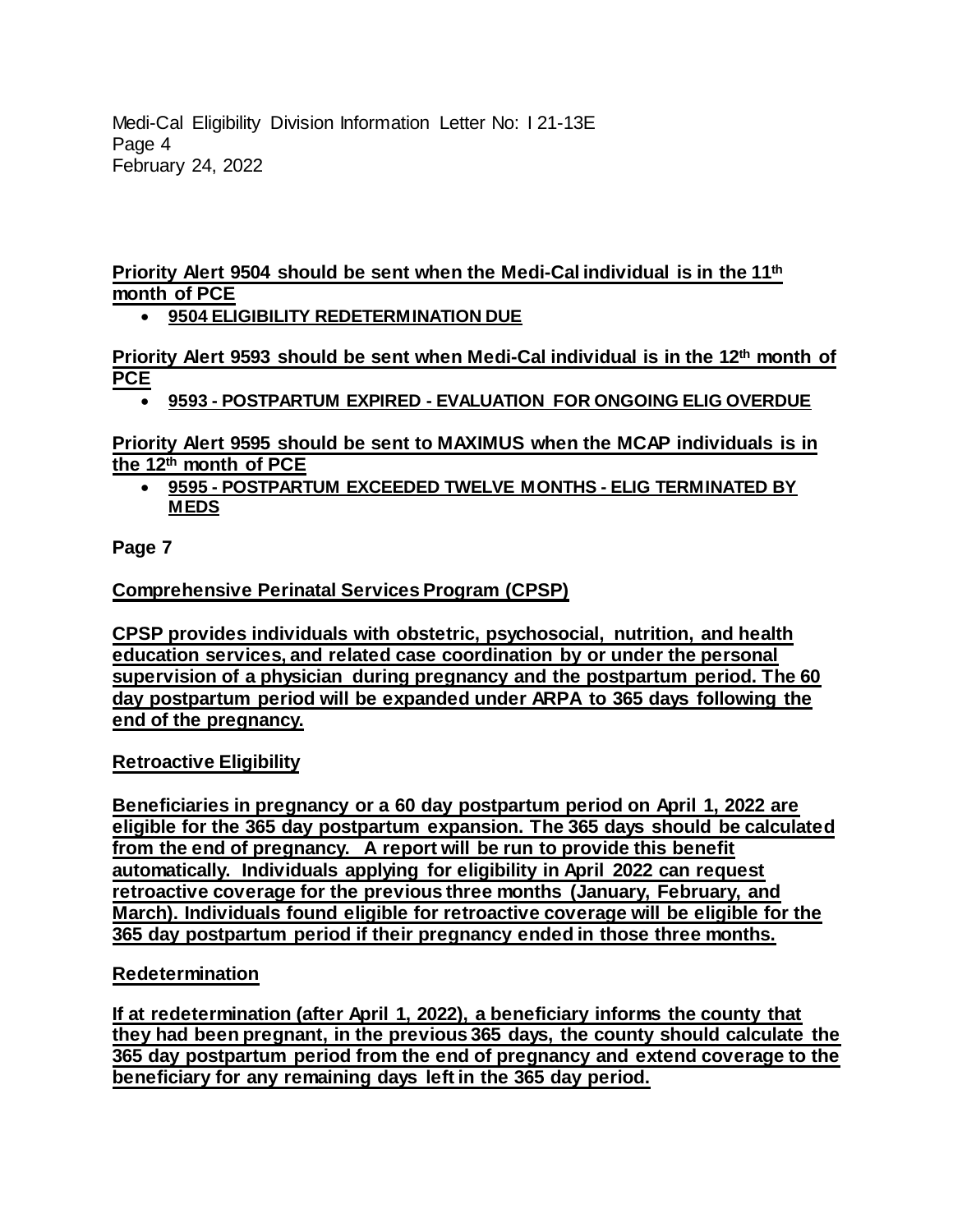**Priority Alert 9504 should be sent when the Medi-Cal individual is in the 11th month of PCE**

- **9504 ELIGIBILITY REDETERMINATION DUE**

**Priority Alert 9593 should be sent when Medi-Cal individual is in the 12th month of PCE**

- **9593 - POSTPARTUM EXPIRED - EVALUATION FOR ONGOING ELIG OVERDUE**

**Priority Alert 9595 should be sent to MAXIMUS when the MCAP individuals is in the 12th month of PCE**

- **9595 - POSTPARTUM EXCEEDED TWELVE MONTHS - ELIG TERMINATED BY MEDS**

**Page 7**

**Comprehensive Perinatal Services Program (CPSP)**

**CPSP provides individuals with obstetric, psychosocial, nutrition, and health education services, and related case coordination by or under the personal supervision of a physician during pregnancy and the postpartum period. The 60 day postpartum period will be expanded under ARPA to 365 days following the end of the pregnancy.**

**Retroactive Eligibility**

**Beneficiaries in pregnancy or a 60 day postpartum period on April 1, 2022 are eligible for the 365 day postpartum expansion. The 365 days should be calculated from the end of pregnancy. A report will be run to provide this benefit automatically. Individuals applying for eligibility in April 2022 can request retroactive coverage for the previous three months (January, February, and March). Individuals found eligible for retroactive coverage will be eligible for the 365 day postpartum period if their pregnancy ended in those three months.**

**Redetermination**

**If at redetermination (after April 1, 2022), a beneficiary informs the county that they had been pregnant, in the previous 365 days, the county should calculate the 365 day postpartum period from the end of pregnancy and extend coverage to the beneficiary for any remaining days left in the 365 day period.**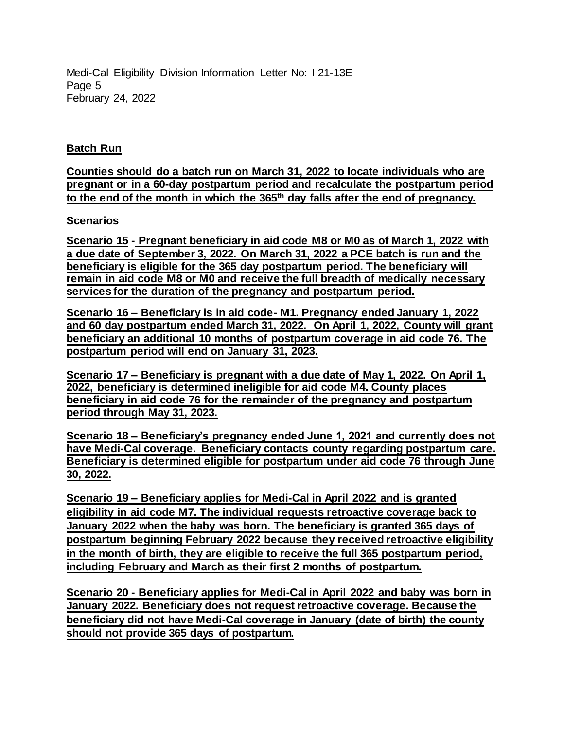## Batch Run

**Counties should do a batch run on March 31, 2022 to locate individuals who are pregnant or in a 60-day postpartum period and recalculate the postpartum period to the end of the month in which the 365th day falls after the end of pregnancy.**

**Scenarios**

**Scenario 15 - Pregnant beneficiary in aid code M8 or M0 as of March 1, 2022 with a due date of September 3, 2022. On March 31, 2022 a PCE batch is run and the beneficiary is eligible for the 365 day postpartum period. The beneficiary will remain in aid code M8 or M0 and receive the full breadth of medically necessary services for the duration of the pregnancy and postpartum period.**

**Scenario 16 – Beneficiary is in aid code- M1. Pregnancy ended January 1, 2022 and 60 day postpartum ended March 31, 2022. On April 1, 2022, County will grant beneficiary an additional 10 months of postpartum coverage in aid code 76. The postpartum period will end on January 31, 2023.**

**Scenario 17 – Beneficiary is pregnant with a due date of May 1, 2022. On April 1, 2022, beneficiary is determined ineligible for aid code M4. County places beneficiary in aid code 76 for the remainder of the pregnancy and postpartum period through May 31, 2023.**

**Scenario 18 – Beneficiary's pregnancy ended June 1, 2021 and currently does not have Medi-Cal coverage. Beneficiary contacts county regarding postpartum care. Beneficiary is determined eligible for postpartum under aid code 76 through June 30, 2022.**

**Scenario 19 – Beneficiary applies for Medi-Cal in April 2022 and is granted eligibility in aid code M7. The individual requests retroactive coverage back to January 2022 when the baby was born. The beneficiary is granted 365 days of postpartum beginning February 2022 because they received retroactive eligibility in the month of birth, they are eligible to receive the full 365 postpartum period, including February and March as their first 2 months of postpartum.**

**Scenario 20 - Beneficiary applies for Medi-Cal in April 2022 and baby was born in January 2022. Beneficiary does not request retroactive coverage. Because the beneficiary did not have Medi-Cal coverage in January (date of birth) the county should not provide 365 days of postpartum.**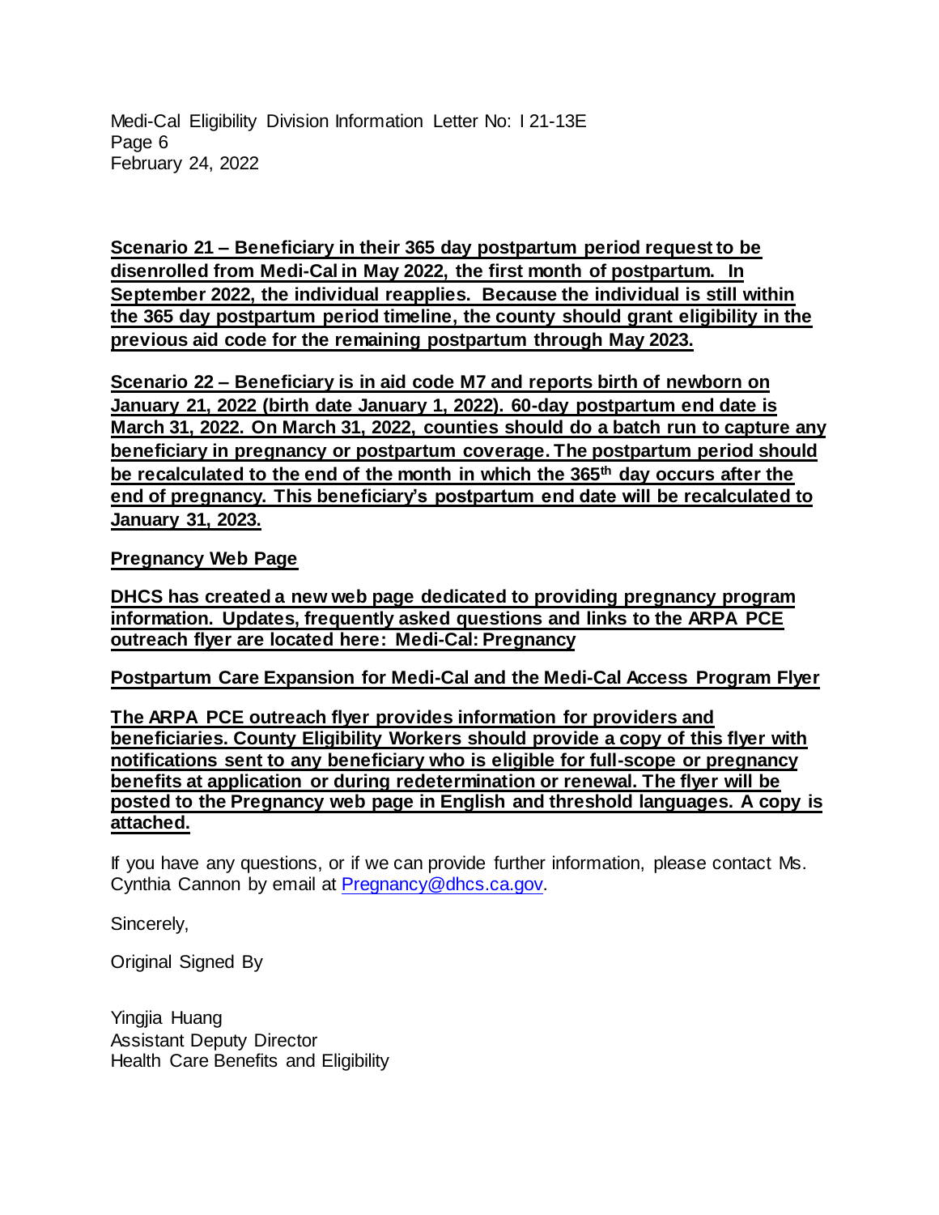**Scenario 21 – Beneficiary in their 365 day postpartum period request to be disenrolled from Medi-Cal in May 2022, the first month of postpartum. In September 2022, the individual reapplies. Because the individual is still within the 365 day postpartum period timeline, the county should grant eligibility in the previous aid code for the remaining postpartum through May 2023.**

**Scenario 22 – Beneficiary is in aid code M7 and reports birth of newborn on January 21, 2022 (birth date January 1, 2022). 60-day postpartum end date is March 31, 2022. On March 31, 2022, counties should do a batch run to capture any beneficiary in pregnancy or postpartum coverage. The postpartum period should be recalculated to the end of the month in which the 365th day occurs after the end of pregnancy. This beneficiary's postpartum end date will be recalculated to January 31, 2023.**

**Pregnancy Web Page**

**DHCS has created a new web page dedicated to providing pregnancy program information. Updates, frequently asked questions and links to the ARPA PCE outreach flyer are located here: Medi-Cal: Pregnancy**

**Postpartum Care Expansion for Medi-Cal and the Medi-Cal Access Program Flyer**

**The ARPA PCE outreach flyer provides information for providers and beneficiaries. County Eligibility Workers should provide a copy of this flyer with notifications sent to any beneficiary who is eligible for full-scope or pregnancy benefits at application or during redetermination or renewal. The flyer will be posted to the Pregnancy web page in English and threshold languages. A copy is attached.**

If you have any questions, or if we can provide further information, please contact Ms. Cynthia Cannon by email at Pregnancy@dhcs.ca.gov.

Sincerely,

Original Signed By

Yingjia Huang
Assistant Deputy Director
Health Care Benefits and Eligibility